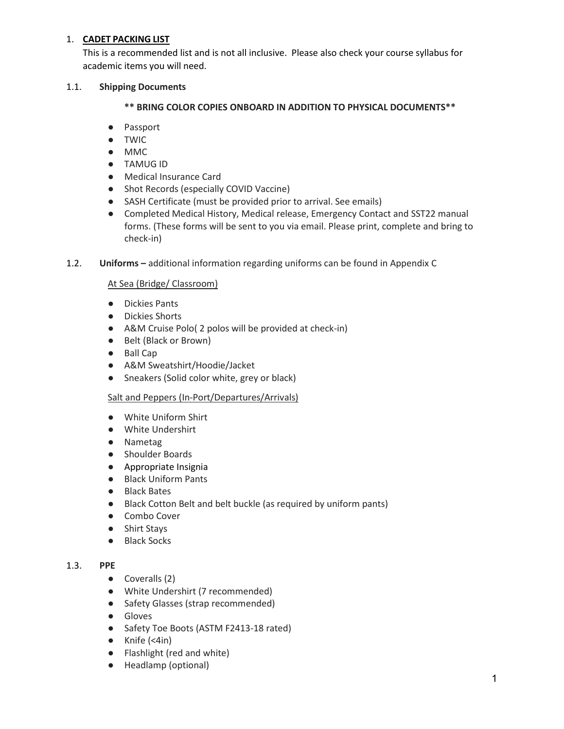# 1. CADET PACKING LIST

This is a recommended list and is not all inclusive. Please also check your course syllabus for academic items you will need.

## 1.1. Shipping Documents

**\*\* BRING COLOR COPIES ONBOARD IN ADDITION TO PHYSICAL DOCUMENTS\*\***

- Passport
- TWIC
- MMC
- TAMUG ID
- Medical Insurance Card
- Shot Records (especially COVID Vaccine)
- SASH Certificate (must be provided prior to arrival. See emails)
- Completed Medical History, Medical release, Emergency Contact and SST22 manual forms. (These forms will be sent to you via email. Please print, complete and bring to check-in)

## 1.2. Uniforms – additional information regarding uniforms can be found in Appendix C

At Sea (Bridge/ Classroom)

- Dickies Pants
- Dickies Shorts
- A&M Cruise Polo( 2 polos will be provided at check-in)
- Belt (Black or Brown)
- Ball Cap
- A&M Sweatshirt/Hoodie/Jacket
- Sneakers (Solid color white, grey or black)

Salt and Peppers (In-Port/Departures/Arrivals)

- White Uniform Shirt
- White Undershirt
- Nametag
- Shoulder Boards
- Appropriate Insignia
- Black Uniform Pants
- Black Bates
- Black Cotton Belt and belt buckle (as required by uniform pants)
- Combo Cover
- Shirt Stays
- Black Socks

## 1.3. PPE

- Coveralls (2)
- White Undershirt (7 recommended)
- Safety Glasses (strap recommended)
- Gloves
- Safety Toe Boots (ASTM F2413-18 rated)
- Knife (<4in)
- Flashlight (red and white)
- Headlamp (optional)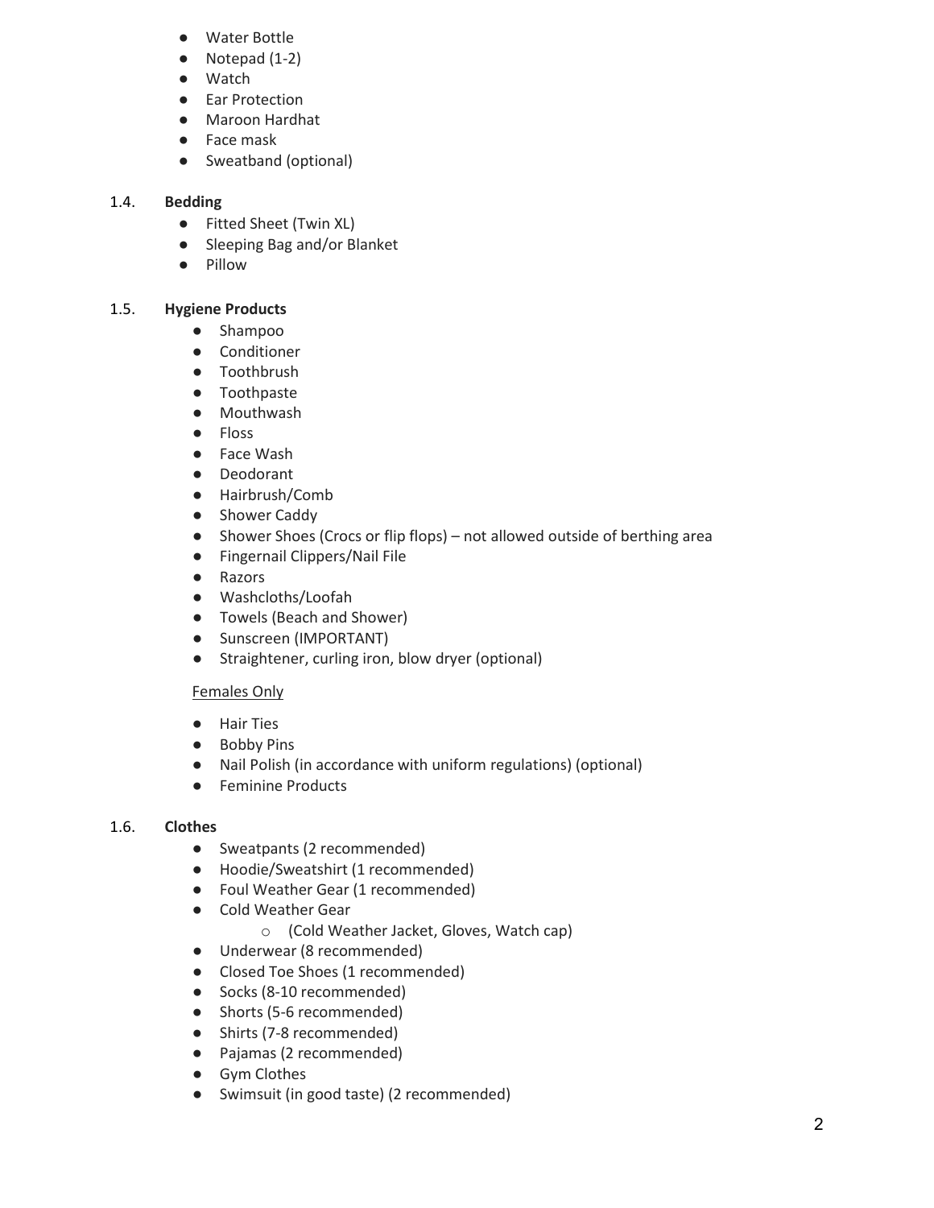- Water Bottle
- Notepad (1-2)
- Watch
- Ear Protection
- Maroon Hardhat
- Face mask
- Sweatband (optional)

### 1.4. **Bedding**

- Fitted Sheet (Twin XL)
- Sleeping Bag and/or Blanket
- Pillow

### 1.5. **Hygiene Products**

- Shampoo
- Conditioner
- Toothbrush
- Toothpaste
- Mouthwash
- Floss
- Face Wash
- Deodorant
- Hairbrush/Comb
- Shower Caddy
- Shower Shoes (Crocs or flip flops) – not allowed outside of berthing area
- Fingernail Clippers/Nail File
- Razors
- Washcloths/Loofah
- Towels (Beach and Shower)
- Sunscreen (IMPORTANT)
- Straightener, curling iron, blow dryer (optional)

<u>Females Only</u>

- Hair Ties
- Bobby Pins
- Nail Polish (in accordance with uniform regulations) (optional)
- Feminine Products

### 1.6. **Clothes**

- Sweatpants (2 recommended)
- Hoodie/Sweatshirt (1 recommended)
- Foul Weather Gear (1 recommended)
- Cold Weather Gear
  - (Cold Weather Jacket, Gloves, Watch cap)
- Underwear (8 recommended)
- Closed Toe Shoes (1 recommended)
- Socks (8-10 recommended)
- Shorts (5-6 recommended)
- Shirts (7-8 recommended)
- Pajamas (2 recommended)
- Gym Clothes
- Swimsuit (in good taste) (2 recommended)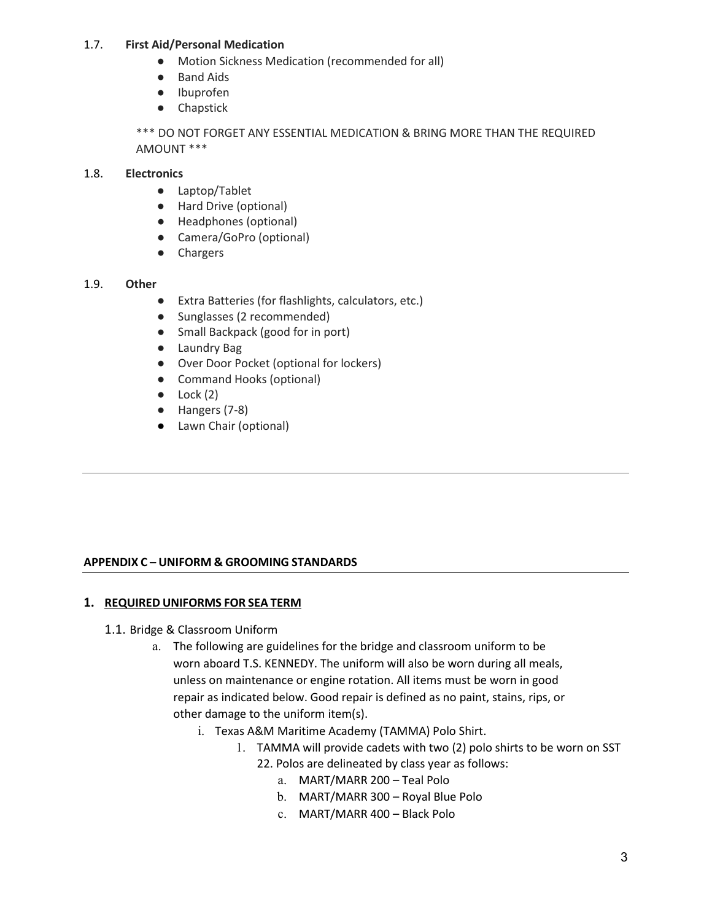### 1.7. First Aid/Personal Medication

- Motion Sickness Medication (recommended for all)
- Band Aids
- Ibuprofen
- Chapstick

*** DO NOT FORGET ANY ESSENTIAL MEDICATION & BRING MORE THAN THE REQUIRED AMOUNT ***

### 1.8. Electronics

- Laptop/Tablet
- Hard Drive (optional)
- Headphones (optional)
- Camera/GoPro (optional)
- Chargers

### 1.9. Other

- Extra Batteries (for flashlights, calculators, etc.)
- Sunglasses (2 recommended)
- Small Backpack (good for in port)
- Laundry Bag
- Over Door Pocket (optional for lockers)
- Command Hooks (optional)
- Lock (2)
- Hangers (7-8)
- Lawn Chair (optional)

---

## APPENDIX C – UNIFORM & GROOMING STANDARDS

### 1. REQUIRED UNIFORMS FOR SEA TERM

1.1. Bridge & Classroom Uniform

a. The following are guidelines for the bridge and classroom uniform to be worn aboard T.S. KENNEDY. The uniform will also be worn during all meals, unless on maintenance or engine rotation. All items must be worn in good repair as indicated below. Good repair is defined as no paint, stains, rips, or other damage to the uniform item(s).

i. Texas A&M Maritime Academy (TAMMA) Polo Shirt.

1. TAMMA will provide cadets with two (2) polo shirts to be worn on SST 22. Polos are delineated by class year as follows:
   a. MART/MARR 200 – Teal Polo
   b. MART/MARR 300 – Royal Blue Polo
   c. MART/MARR 400 – Black Polo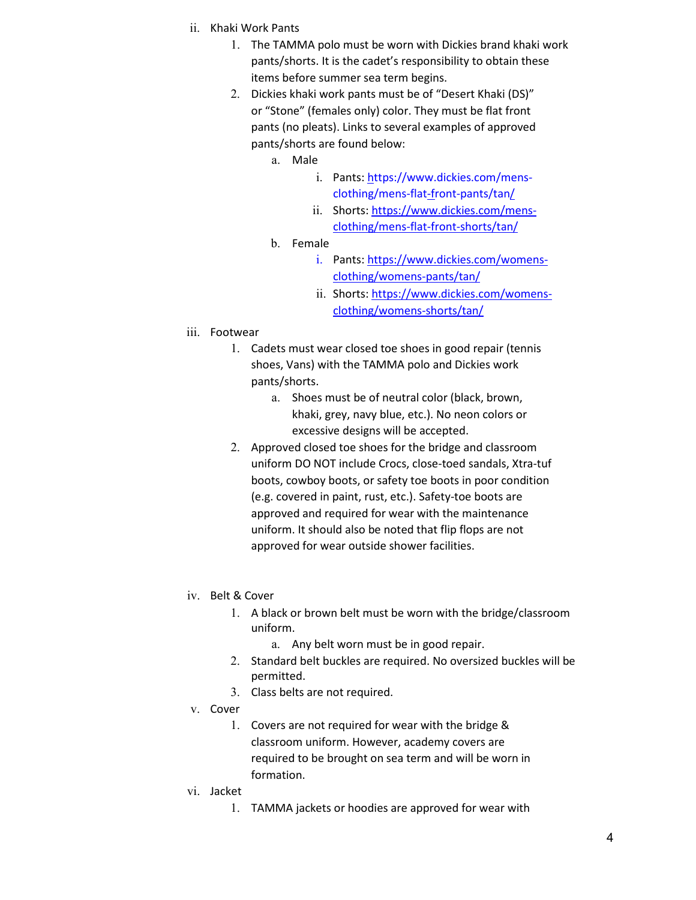ii. Khaki Work Pants

1. The TAMMA polo must be worn with Dickies brand khaki work pants/shorts. It is the cadet's responsibility to obtain these items before summer sea term begins.
2. Dickies khaki work pants must be of "Desert Khaki (DS)" or "Stone" (females only) color. They must be flat front pants (no pleats). Links to several examples of approved pants/shorts are found below:
    a. Male
        i. Pants: https://www.dickies.com/mens-clothing/mens-flat-front-pants/tan/
        ii. Shorts: https://www.dickies.com/mens-clothing/mens-flat-front-shorts/tan/
    b. Female
        i. Pants: https://www.dickies.com/womens-clothing/womens-pants/tan/
        ii. Shorts: https://www.dickies.com/womens-clothing/womens-shorts/tan/

iii. Footwear

1. Cadets must wear closed toe shoes in good repair (tennis shoes, Vans) with the TAMMA polo and Dickies work pants/shorts.
    a. Shoes must be of neutral color (black, brown, khaki, grey, navy blue, etc.). No neon colors or excessive designs will be accepted.
2. Approved closed toe shoes for the bridge and classroom uniform DO NOT include Crocs, close-toed sandals, Xtra-tuf boots, cowboy boots, or safety toe boots in poor condition (e.g. covered in paint, rust, etc.). Safety-toe boots are approved and required for wear with the maintenance uniform. It should also be noted that flip flops are not approved for wear outside shower facilities.

iv. Belt & Cover

1. A black or brown belt must be worn with the bridge/classroom uniform.
    a. Any belt worn must be in good repair.
2. Standard belt buckles are required. No oversized buckles will be permitted.
3. Class belts are not required.

v. Cover

1. Covers are not required for wear with the bridge & classroom uniform. However, academy covers are required to be brought on sea term and will be worn in formation.

vi. Jacket

1. TAMMA jackets or hoodies are approved for wear with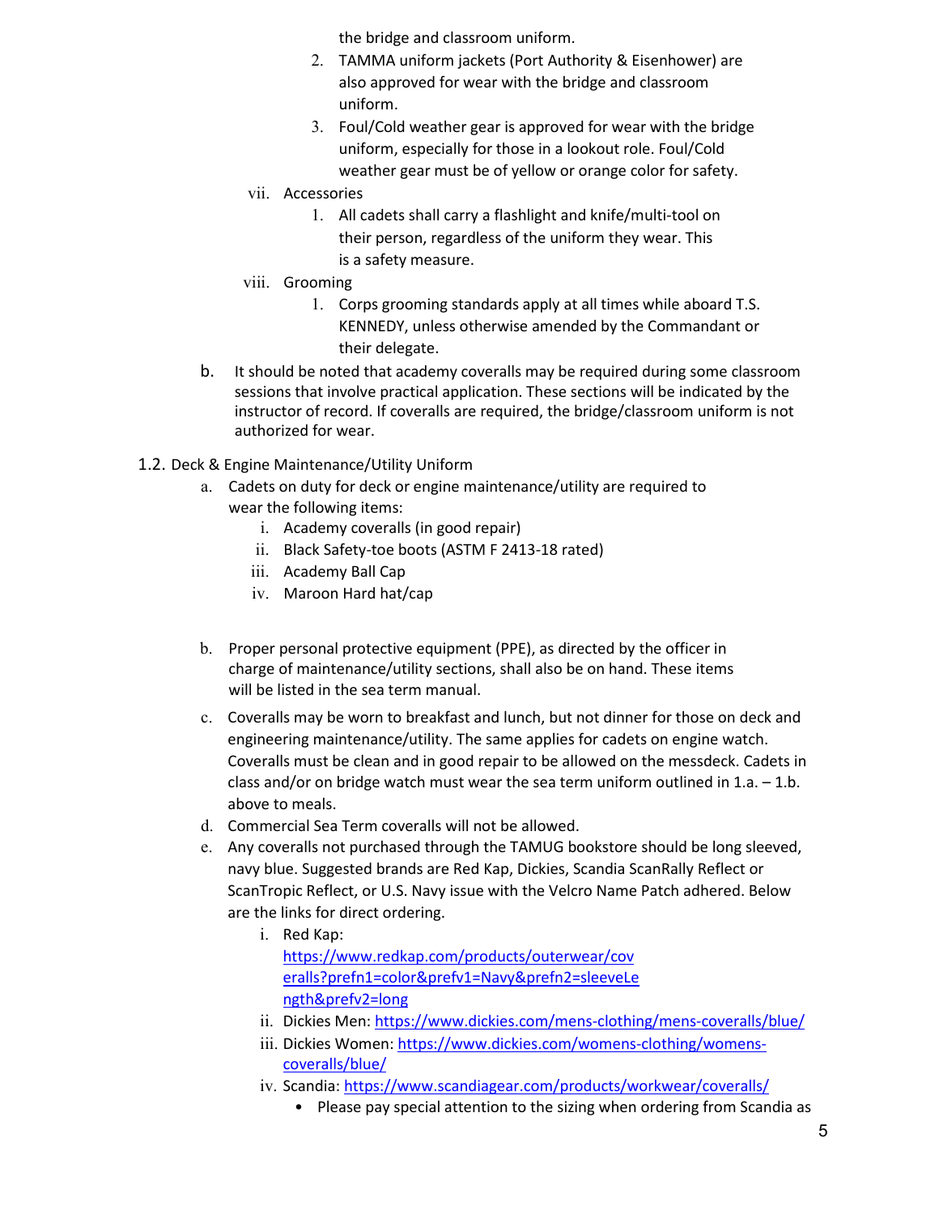the bridge and classroom uniform.

2. TAMMA uniform jackets (Port Authority & Eisenhower) are also approved for wear with the bridge and classroom uniform.
3. Foul/Cold weather gear is approved for wear with the bridge uniform, especially for those in a lookout role. Foul/Cold weather gear must be of yellow or orange color for safety.

vii. Accessories

1. All cadets shall carry a flashlight and knife/multi-tool on their person, regardless of the uniform they wear. This is a safety measure.

viii. Grooming

1. Corps grooming standards apply at all times while aboard T.S. KENNEDY, unless otherwise amended by the Commandant or their delegate.

b. It should be noted that academy coveralls may be required during some classroom sessions that involve practical application. These sections will be indicated by the instructor of record. If coveralls are required, the bridge/classroom uniform is not authorized for wear.

1.2. Deck & Engine Maintenance/Utility Uniform

a. Cadets on duty for deck or engine maintenance/utility are required to wear the following items:

i. Academy coveralls (in good repair)
ii. Black Safety-toe boots (ASTM F 2413-18 rated)
iii. Academy Ball Cap
iv. Maroon Hard hat/cap

b. Proper personal protective equipment (PPE), as directed by the officer in charge of maintenance/utility sections, shall also be on hand. These items will be listed in the sea term manual.

c. Coveralls may be worn to breakfast and lunch, but not dinner for those on deck and engineering maintenance/utility. The same applies for cadets on engine watch. Coveralls must be clean and in good repair to be allowed on the messdeck. Cadets in class and/or on bridge watch must wear the sea term uniform outlined in 1.a. – 1.b. above to meals.

d. Commercial Sea Term coveralls will not be allowed.

e. Any coveralls not purchased through the TAMUG bookstore should be long sleeved, navy blue. Suggested brands are Red Kap, Dickies, Scandia ScanRally Reflect or ScanTropic Reflect, or U.S. Navy issue with the Velcro Name Patch adhered. Below are the links for direct ordering.

i. Red Kap: https://www.redkap.com/products/outerwear/coveralls?prefn1=color&prefv1=Navy&prefn2=sleeveLength&prefv2=long
ii. Dickies Men: https://www.dickies.com/mens-clothing/mens-coveralls/blue/
iii. Dickies Women: https://www.dickies.com/womens-clothing/womens-coveralls/blue/
iv. Scandia: https://www.scandiagear.com/products/workwear/coveralls/
   - Please pay special attention to the sizing when ordering from Scandia as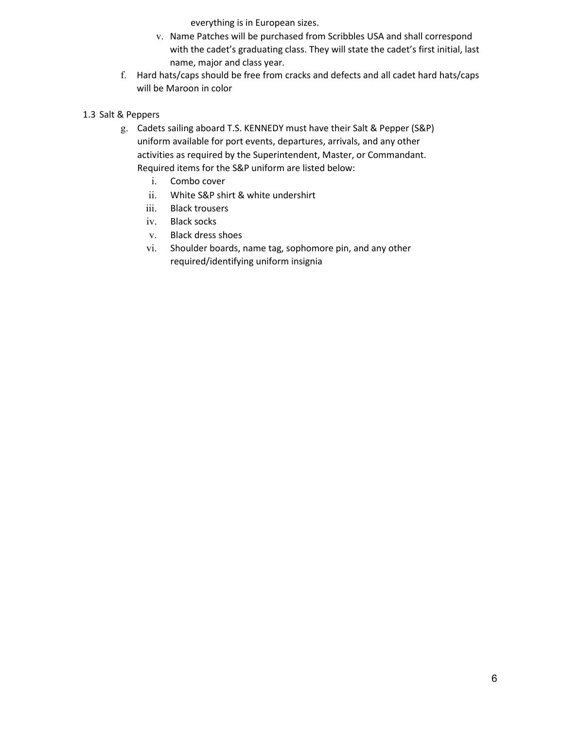everything is in European sizes.

v. Name Patches will be purchased from Scribbles USA and shall correspond with the cadet's graduating class. They will state the cadet's first initial, last name, major and class year.

f. Hard hats/caps should be free from cracks and defects and all cadet hard hats/caps will be Maroon in color

1.3 Salt & Peppers

g. Cadets sailing aboard T.S. KENNEDY must have their Salt & Pepper (S&P) uniform available for port events, departures, arrivals, and any other activities as required by the Superintendent, Master, or Commandant. Required items for the S&P uniform are listed below:

i. Combo cover
ii. White S&P shirt & white undershirt
iii. Black trousers
iv. Black socks
v. Black dress shoes
vi. Shoulder boards, name tag, sophomore pin, and any other required/identifying uniform insignia